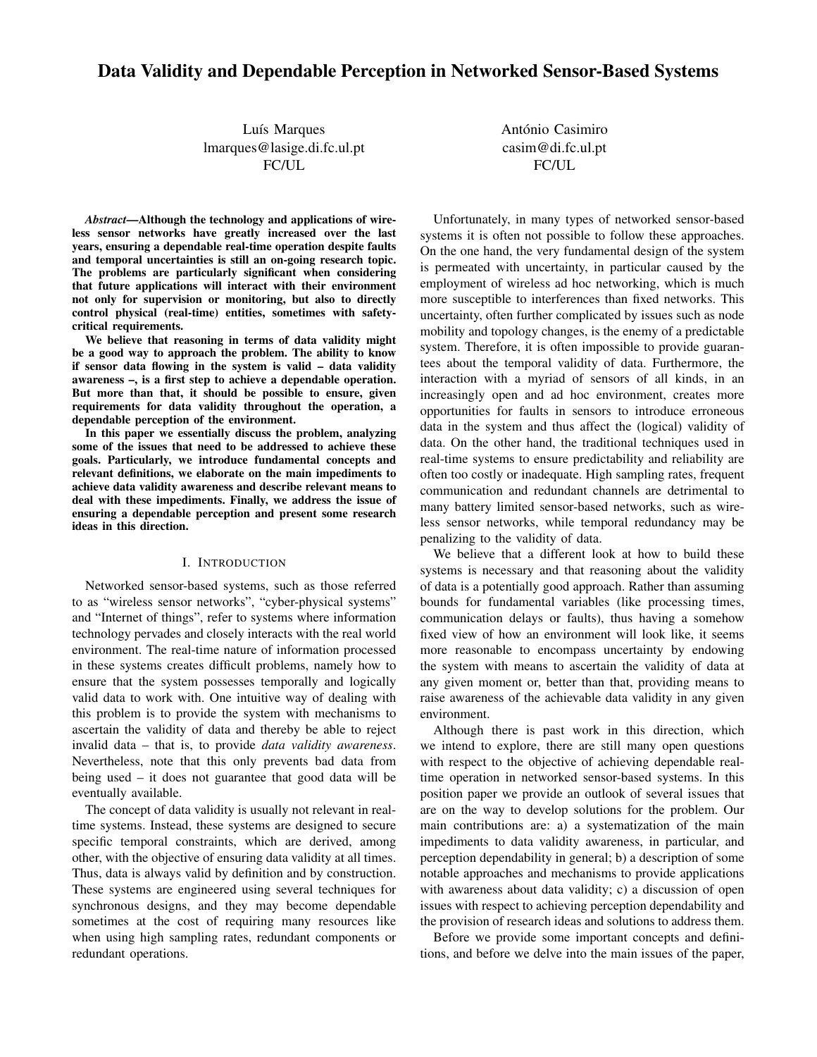# Data Validity and Dependable Perception in Networked Sensor-Based Systems

Luís Marques
lmarques@lasige.di.fc.ul.pt
FC/UL

António Casimiro
casim@di.fc.ul.pt
FC/UL

***Abstract*—Although the technology and applications of wireless sensor networks have greatly increased over the last years, ensuring a dependable real-time operation despite faults and temporal uncertainties is still an on-going research topic. The problems are particularly significant when considering that future applications will interact with their environment not only for supervision or monitoring, but also to directly control physical (real-time) entities, sometimes with safety-critical requirements.**

**We believe that reasoning in terms of data validity might be a good way to approach the problem. The ability to know if sensor data flowing in the system is valid – data validity awareness –, is a first step to achieve a dependable operation. But more than that, it should be possible to ensure, given requirements for data validity throughout the operation, a dependable perception of the environment.**

**In this paper we essentially discuss the problem, analyzing some of the issues that need to be addressed to achieve these goals. Particularly, we introduce fundamental concepts and relevant definitions, we elaborate on the main impediments to achieve data validity awareness and describe relevant means to deal with these impediments. Finally, we address the issue of ensuring a dependable perception and present some research ideas in this direction.**

## I. Introduction

Networked sensor-based systems, such as those referred to as "wireless sensor networks", "cyber-physical systems" and "Internet of things", refer to systems where information technology pervades and closely interacts with the real world environment. The real-time nature of information processed in these systems creates difficult problems, namely how to ensure that the system possesses temporally and logically valid data to work with. One intuitive way of dealing with this problem is to provide the system with mechanisms to ascertain the validity of data and thereby be able to reject invalid data – that is, to provide *data validity awareness*. Nevertheless, note that this only prevents bad data from being used – it does not guarantee that good data will be eventually available.

The concept of data validity is usually not relevant in real-time systems. Instead, these systems are designed to secure specific temporal constraints, which are derived, among other, with the objective of ensuring data validity at all times. Thus, data is always valid by definition and by construction. These systems are engineered using several techniques for synchronous designs, and they may become dependable sometimes at the cost of requiring many resources like when using high sampling rates, redundant components or redundant operations.

Unfortunately, in many types of networked sensor-based systems it is often not possible to follow these approaches. On the one hand, the very fundamental design of the system is permeated with uncertainty, in particular caused by the employment of wireless ad hoc networking, which is much more susceptible to interferences than fixed networks. This uncertainty, often further complicated by issues such as node mobility and topology changes, is the enemy of a predictable system. Therefore, it is often impossible to provide guarantees about the temporal validity of data. Furthermore, the interaction with a myriad of sensors of all kinds, in an increasingly open and ad hoc environment, creates more opportunities for faults in sensors to introduce erroneous data in the system and thus affect the (logical) validity of data. On the other hand, the traditional techniques used in real-time systems to ensure predictability and reliability are often too costly or inadequate. High sampling rates, frequent communication and redundant channels are detrimental to many battery limited sensor-based networks, such as wireless sensor networks, while temporal redundancy may be penalizing to the validity of data.

We believe that a different look at how to build these systems is necessary and that reasoning about the validity of data is a potentially good approach. Rather than assuming bounds for fundamental variables (like processing times, communication delays or faults), thus having a somehow fixed view of how an environment will look like, it seems more reasonable to encompass uncertainty by endowing the system with means to ascertain the validity of data at any given moment or, better than that, providing means to raise awareness of the achievable data validity in any given environment.

Although there is past work in this direction, which we intend to explore, there are still many open questions with respect to the objective of achieving dependable real-time operation in networked sensor-based systems. In this position paper we provide an outlook of several issues that are on the way to develop solutions for the problem. Our main contributions are: a) a systematization of the main impediments to data validity awareness, in particular, and perception dependability in general; b) a description of some notable approaches and mechanisms to provide applications with awareness about data validity; c) a discussion of open issues with respect to achieving perception dependability and the provision of research ideas and solutions to address them.

Before we provide some important concepts and definitions, and before we delve into the main issues of the paper,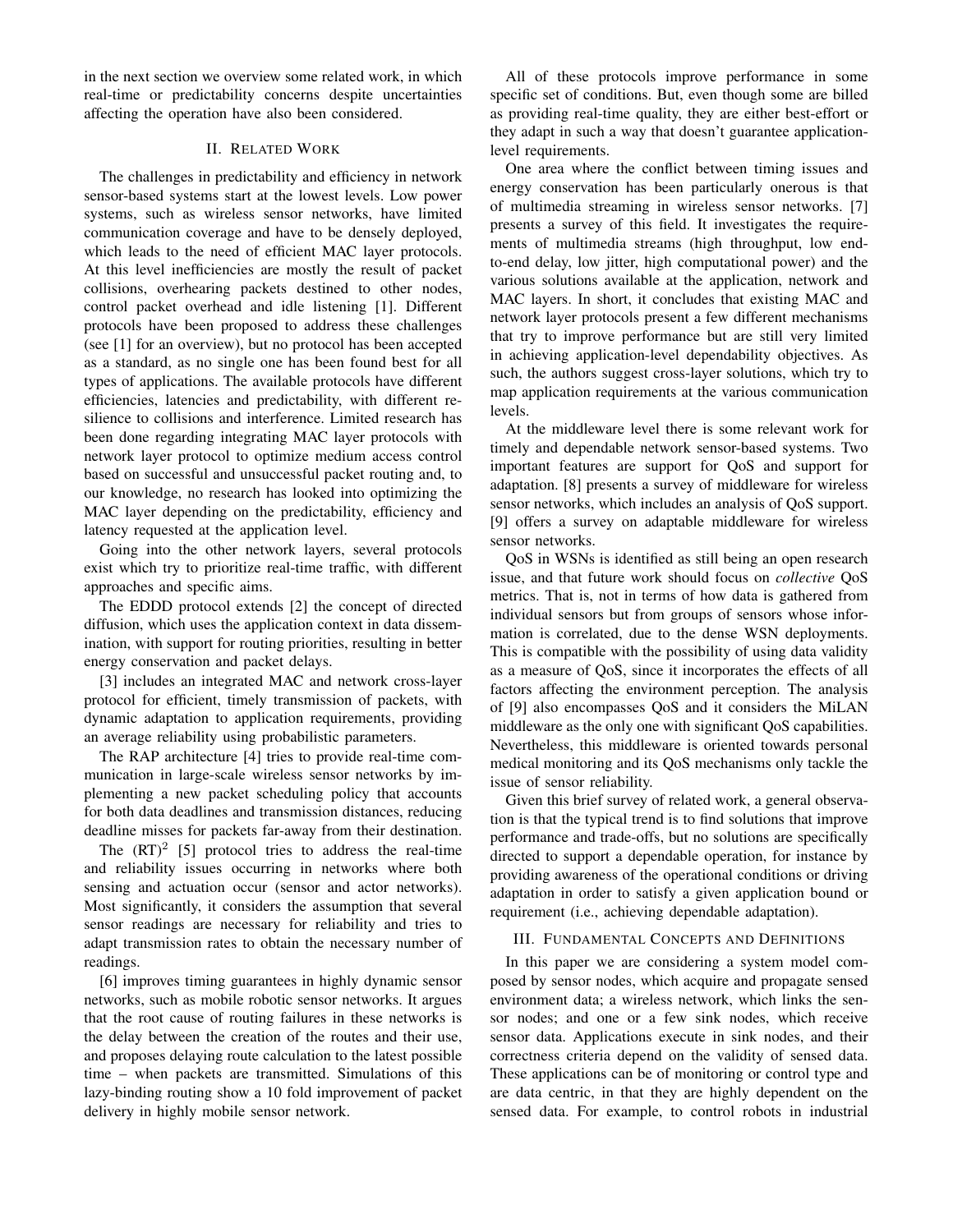in the next section we overview some related work, in which real-time or predictability concerns despite uncertainties affecting the operation have also been considered.

## II. Related Work

The challenges in predictability and efficiency in network sensor-based systems start at the lowest levels. Low power systems, such as wireless sensor networks, have limited communication coverage and have to be densely deployed, which leads to the need of efficient MAC layer protocols. At this level inefficiencies are mostly the result of packet collisions, overhearing packets destined to other nodes, control packet overhead and idle listening [1]. Different protocols have been proposed to address these challenges (see [1] for an overview), but no protocol has been accepted as a standard, as no single one has been found best for all types of applications. The available protocols have different efficiencies, latencies and predictability, with different resilience to collisions and interference. Limited research has been done regarding integrating MAC layer protocols with network layer protocol to optimize medium access control based on successful and unsuccessful packet routing and, to our knowledge, no research has looked into optimizing the MAC layer depending on the predictability, efficiency and latency requested at the application level.

Going into the other network layers, several protocols exist which try to prioritize real-time traffic, with different approaches and specific aims.

The EDDD protocol extends [2] the concept of directed diffusion, which uses the application context in data dissemination, with support for routing priorities, resulting in better energy conservation and packet delays.

[3] includes an integrated MAC and network cross-layer protocol for efficient, timely transmission of packets, with dynamic adaptation to application requirements, providing an average reliability using probabilistic parameters.

The RAP architecture [4] tries to provide real-time communication in large-scale wireless sensor networks by implementing a new packet scheduling policy that accounts for both data deadlines and transmission distances, reducing deadline misses for packets far-away from their destination.

The $(RT)^2$ [5] protocol tries to address the real-time and reliability issues occurring in networks where both sensing and actuation occur (sensor and actor networks). Most significantly, it considers the assumption that several sensor readings are necessary for reliability and tries to adapt transmission rates to obtain the necessary number of readings.

[6] improves timing guarantees in highly dynamic sensor networks, such as mobile robotic sensor networks. It argues that the root cause of routing failures in these networks is the delay between the creation of the routes and their use, and proposes delaying route calculation to the latest possible time – when packets are transmitted. Simulations of this lazy-binding routing show a 10 fold improvement of packet delivery in highly mobile sensor network.

All of these protocols improve performance in some specific set of conditions. But, even though some are billed as providing real-time quality, they are either best-effort or they adapt in such a way that doesn't guarantee application-level requirements.

One area where the conflict between timing issues and energy conservation has been particularly onerous is that of multimedia streaming in wireless sensor networks. [7] presents a survey of this field. It investigates the requirements of multimedia streams (high throughput, low end-to-end delay, low jitter, high computational power) and the various solutions available at the application, network and MAC layers. In short, it concludes that existing MAC and network layer protocols present a few different mechanisms that try to improve performance but are still very limited in achieving application-level dependability objectives. As such, the authors suggest cross-layer solutions, which try to map application requirements at the various communication levels.

At the middleware level there is some relevant work for timely and dependable network sensor-based systems. Two important features are support for QoS and support for adaptation. [8] presents a survey of middleware for wireless sensor networks, which includes an analysis of QoS support. [9] offers a survey on adaptable middleware for wireless sensor networks.

QoS in WSNs is identified as still being an open research issue, and that future work should focus on *collective* QoS metrics. That is, not in terms of how data is gathered from individual sensors but from groups of sensors whose information is correlated, due to the dense WSN deployments. This is compatible with the possibility of using data validity as a measure of QoS, since it incorporates the effects of all factors affecting the environment perception. The analysis of [9] also encompasses QoS and it considers the MiLAN middleware as the only one with significant QoS capabilities. Nevertheless, this middleware is oriented towards personal medical monitoring and its QoS mechanisms only tackle the issue of sensor reliability.

Given this brief survey of related work, a general observation is that the typical trend is to find solutions that improve performance and trade-offs, but no solutions are specifically directed to support a dependable operation, for instance by providing awareness of the operational conditions or driving adaptation in order to satisfy a given application bound or requirement (i.e., achieving dependable adaptation).

## III. Fundamental Concepts and Definitions

In this paper we are considering a system model composed by sensor nodes, which acquire and propagate sensed environment data; a wireless network, which links the sensor nodes; and one or a few sink nodes, which receive sensor data. Applications execute in sink nodes, and their correctness criteria depend on the validity of sensed data. These applications can be of monitoring or control type and are data centric, in that they are highly dependent on the sensed data. For example, to control robots in industrial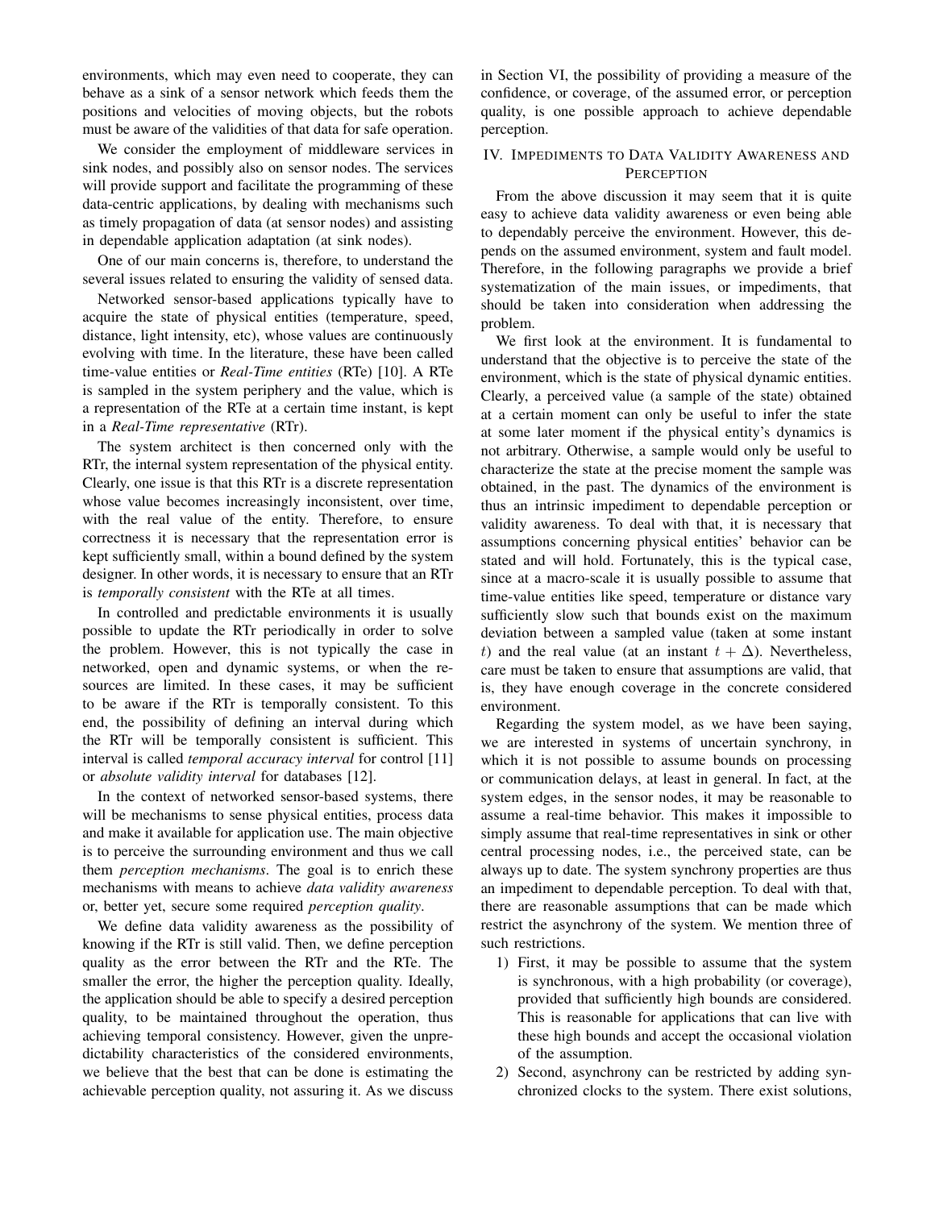environments, which may even need to cooperate, they can behave as a sink of a sensor network which feeds them the positions and velocities of moving objects, but the robots must be aware of the validities of that data for safe operation.

We consider the employment of middleware services in sink nodes, and possibly also on sensor nodes. The services will provide support and facilitate the programming of these data-centric applications, by dealing with mechanisms such as timely propagation of data (at sensor nodes) and assisting in dependable application adaptation (at sink nodes).

One of our main concerns is, therefore, to understand the several issues related to ensuring the validity of sensed data.

Networked sensor-based applications typically have to acquire the state of physical entities (temperature, speed, distance, light intensity, etc), whose values are continuously evolving with time. In the literature, these have been called time-value entities or *Real-Time entities* (RTe) [10]. A RTe is sampled in the system periphery and the value, which is a representation of the RTe at a certain time instant, is kept in a *Real-Time representative* (RTr).

The system architect is then concerned only with the RTr, the internal system representation of the physical entity. Clearly, one issue is that this RTr is a discrete representation whose value becomes increasingly inconsistent, over time, with the real value of the entity. Therefore, to ensure correctness it is necessary that the representation error is kept sufficiently small, within a bound defined by the system designer. In other words, it is necessary to ensure that an RTr is *temporally consistent* with the RTe at all times.

In controlled and predictable environments it is usually possible to update the RTr periodically in order to solve the problem. However, this is not typically the case in networked, open and dynamic systems, or when the resources are limited. In these cases, it may be sufficient to be aware if the RTr is temporally consistent. To this end, the possibility of defining an interval during which the RTr will be temporally consistent is sufficient. This interval is called *temporal accuracy interval* for control [11] or *absolute validity interval* for databases [12].

In the context of networked sensor-based systems, there will be mechanisms to sense physical entities, process data and make it available for application use. The main objective is to perceive the surrounding environment and thus we call them *perception mechanisms*. The goal is to enrich these mechanisms with means to achieve *data validity awareness* or, better yet, secure some required *perception quality*.

We define data validity awareness as the possibility of knowing if the RTr is still valid. Then, we define perception quality as the error between the RTr and the RTe. The smaller the error, the higher the perception quality. Ideally, the application should be able to specify a desired perception quality, to be maintained throughout the operation, thus achieving temporal consistency. However, given the unpredictability characteristics of the considered environments, we believe that the best that can be done is estimating the achievable perception quality, not assuring it. As we discuss in Section VI, the possibility of providing a measure of the confidence, or coverage, of the assumed error, or perception quality, is one possible approach to achieve dependable perception.

## IV. Impediments to Data Validity Awareness and Perception

From the above discussion it may seem that it is quite easy to achieve data validity awareness or even being able to dependably perceive the environment. However, this depends on the assumed environment, system and fault model. Therefore, in the following paragraphs we provide a brief systematization of the main issues, or impediments, that should be taken into consideration when addressing the problem.

We first look at the environment. It is fundamental to understand that the objective is to perceive the state of the environment, which is the state of physical dynamic entities. Clearly, a perceived value (a sample of the state) obtained at a certain moment can only be useful to infer the state at some later moment if the physical entity's dynamics is not arbitrary. Otherwise, a sample would only be useful to characterize the state at the precise moment the sample was obtained, in the past. The dynamics of the environment is thus an intrinsic impediment to dependable perception or validity awareness. To deal with that, it is necessary that assumptions concerning physical entities' behavior can be stated and will hold. Fortunately, this is the typical case, since at a macro-scale it is usually possible to assume that time-value entities like speed, temperature or distance vary sufficiently slow such that bounds exist on the maximum deviation between a sampled value (taken at some instant $t$) and the real value (at an instant $t + \Delta$). Nevertheless, care must be taken to ensure that assumptions are valid, that is, they have enough coverage in the concrete considered environment.

Regarding the system model, as we have been saying, we are interested in systems of uncertain synchrony, in which it is not possible to assume bounds on processing or communication delays, at least in general. In fact, at the system edges, in the sensor nodes, it may be reasonable to assume a real-time behavior. This makes it impossible to simply assume that real-time representatives in sink or other central processing nodes, i.e., the perceived state, can be always up to date. The system synchrony properties are thus an impediment to dependable perception. To deal with that, there are reasonable assumptions that can be made which restrict the asynchrony of the system. We mention three of such restrictions.

1) First, it may be possible to assume that the system is synchronous, with a high probability (or coverage), provided that sufficiently high bounds are considered. This is reasonable for applications that can live with these high bounds and accept the occasional violation of the assumption.
2) Second, asynchrony can be restricted by adding synchronized clocks to the system. There exist solutions,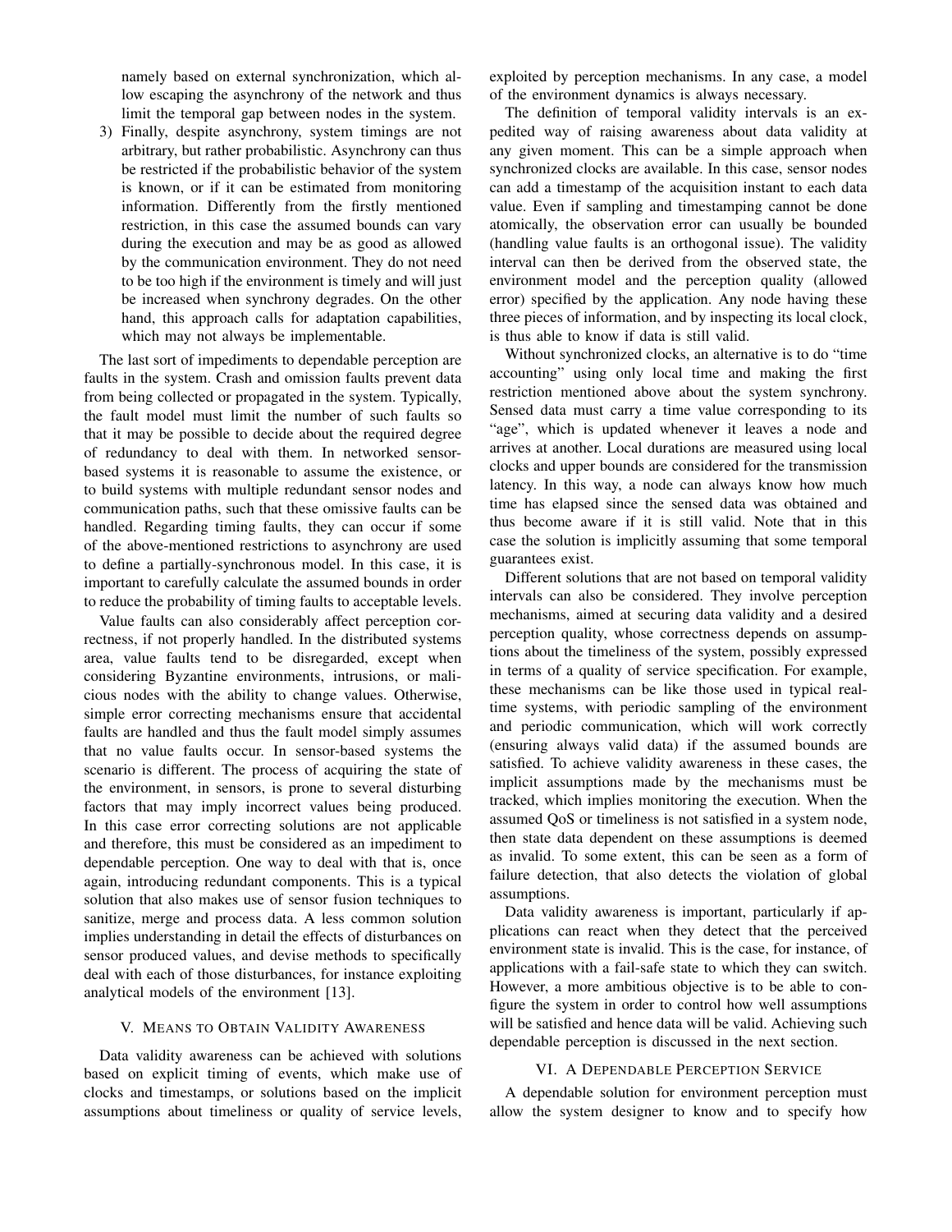namely based on external synchronization, which allow escaping the asynchrony of the network and thus limit the temporal gap between nodes in the system.

3) Finally, despite asynchrony, system timings are not arbitrary, but rather probabilistic. Asynchrony can thus be restricted if the probabilistic behavior of the system is known, or if it can be estimated from monitoring information. Differently from the firstly mentioned restriction, in this case the assumed bounds can vary during the execution and may be as good as allowed by the communication environment. They do not need to be too high if the environment is timely and will just be increased when synchrony degrades. On the other hand, this approach calls for adaptation capabilities, which may not always be implementable.

The last sort of impediments to dependable perception are faults in the system. Crash and omission faults prevent data from being collected or propagated in the system. Typically, the fault model must limit the number of such faults so that it may be possible to decide about the required degree of redundancy to deal with them. In networked sensor-based systems it is reasonable to assume the existence, or to build systems with multiple redundant sensor nodes and communication paths, such that these omissive faults can be handled. Regarding timing faults, they can occur if some of the above-mentioned restrictions to asynchrony are used to define a partially-synchronous model. In this case, it is important to carefully calculate the assumed bounds in order to reduce the probability of timing faults to acceptable levels.

Value faults can also considerably affect perception correctness, if not properly handled. In the distributed systems area, value faults tend to be disregarded, except when considering Byzantine environments, intrusions, or malicious nodes with the ability to change values. Otherwise, simple error correcting mechanisms ensure that accidental faults are handled and thus the fault model simply assumes that no value faults occur. In sensor-based systems the scenario is different. The process of acquiring the state of the environment, in sensors, is prone to several disturbing factors that may imply incorrect values being produced. In this case error correcting solutions are not applicable and therefore, this must be considered as an impediment to dependable perception. One way to deal with that is, once again, introducing redundant components. This is a typical solution that also makes use of sensor fusion techniques to sanitize, merge and process data. A less common solution implies understanding in detail the effects of disturbances on sensor produced values, and devise methods to specifically deal with each of those disturbances, for instance exploiting analytical models of the environment [13].

## V. Means to Obtain Validity Awareness

Data validity awareness can be achieved with solutions based on explicit timing of events, which make use of clocks and timestamps, or solutions based on the implicit assumptions about timeliness or quality of service levels, exploited by perception mechanisms. In any case, a model of the environment dynamics is always necessary.

The definition of temporal validity intervals is an expedited way of raising awareness about data validity at any given moment. This can be a simple approach when synchronized clocks are available. In this case, sensor nodes can add a timestamp of the acquisition instant to each data value. Even if sampling and timestamping cannot be done atomically, the observation error can usually be bounded (handling value faults is an orthogonal issue). The validity interval can then be derived from the observed state, the environment model and the perception quality (allowed error) specified by the application. Any node having these three pieces of information, and by inspecting its local clock, is thus able to know if data is still valid.

Without synchronized clocks, an alternative is to do "time accounting" using only local time and making the first restriction mentioned above about the system synchrony. Sensed data must carry a time value corresponding to its "age", which is updated whenever it leaves a node and arrives at another. Local durations are measured using local clocks and upper bounds are considered for the transmission latency. In this way, a node can always know how much time has elapsed since the sensed data was obtained and thus become aware if it is still valid. Note that in this case the solution is implicitly assuming that some temporal guarantees exist.

Different solutions that are not based on temporal validity intervals can also be considered. They involve perception mechanisms, aimed at securing data validity and a desired perception quality, whose correctness depends on assumptions about the timeliness of the system, possibly expressed in terms of a quality of service specification. For example, these mechanisms can be like those used in typical real-time systems, with periodic sampling of the environment and periodic communication, which will work correctly (ensuring always valid data) if the assumed bounds are satisfied. To achieve validity awareness in these cases, the implicit assumptions made by the mechanisms must be tracked, which implies monitoring the execution. When the assumed QoS or timeliness is not satisfied in a system node, then state data dependent on these assumptions is deemed as invalid. To some extent, this can be seen as a form of failure detection, that also detects the violation of global assumptions.

Data validity awareness is important, particularly if applications can react when they detect that the perceived environment state is invalid. This is the case, for instance, of applications with a fail-safe state to which they can switch. However, a more ambitious objective is to be able to configure the system in order to control how well assumptions will be satisfied and hence data will be valid. Achieving such dependable perception is discussed in the next section.

## VI. A Dependable Perception Service

A dependable solution for environment perception must allow the system designer to know and to specify how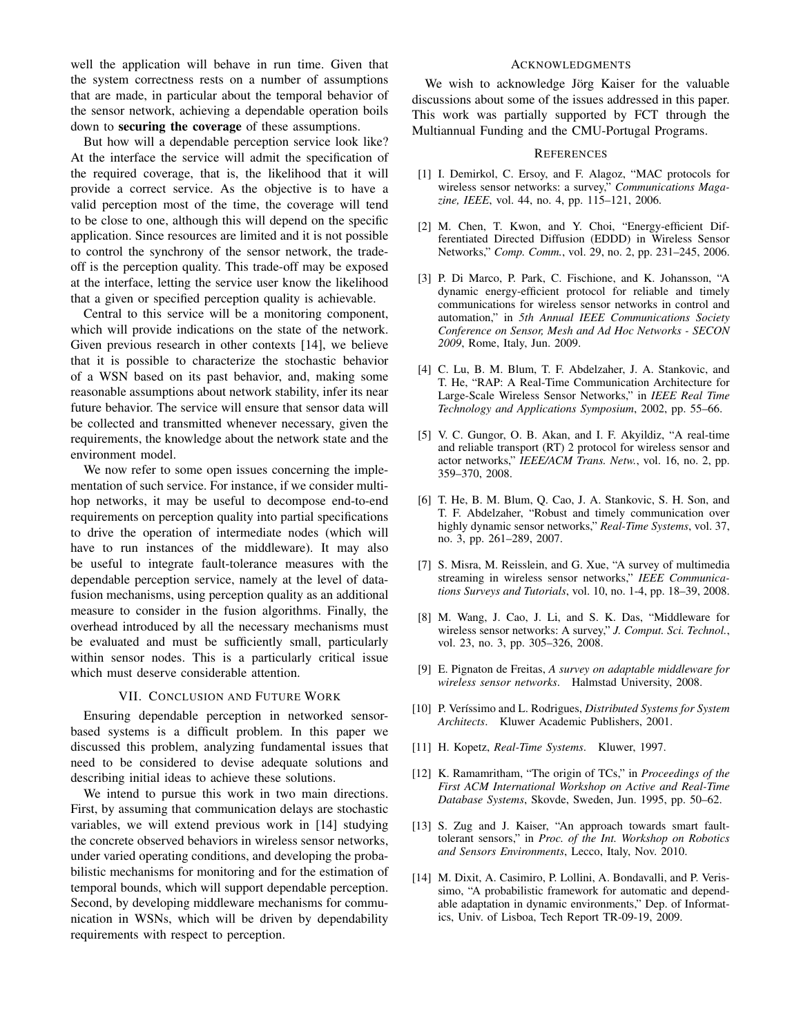well the application will behave in run time. Given that the system correctness rests on a number of assumptions that are made, in particular about the temporal behavior of the sensor network, achieving a dependable operation boils down to **securing the coverage** of these assumptions.

But how will a dependable perception service look like? At the interface the service will admit the specification of the required coverage, that is, the likelihood that it will provide a correct service. As the objective is to have a valid perception most of the time, the coverage will tend to be close to one, although this will depend on the specific application. Since resources are limited and it is not possible to control the synchrony of the sensor network, the trade-off is the perception quality. This trade-off may be exposed at the interface, letting the service user know the likelihood that a given or specified perception quality is achievable.

Central to this service will be a monitoring component, which will provide indications on the state of the network. Given previous research in other contexts [14], we believe that it is possible to characterize the stochastic behavior of a WSN based on its past behavior, and, making some reasonable assumptions about network stability, infer its near future behavior. The service will ensure that sensor data will be collected and transmitted whenever necessary, given the requirements, the knowledge about the network state and the environment model.

We now refer to some open issues concerning the implementation of such service. For instance, if we consider multi-hop networks, it may be useful to decompose end-to-end requirements on perception quality into partial specifications to drive the operation of intermediate nodes (which will have to run instances of the middleware). It may also be useful to integrate fault-tolerance measures with the dependable perception service, namely at the level of data-fusion mechanisms, using perception quality as an additional measure to consider in the fusion algorithms. Finally, the overhead introduced by all the necessary mechanisms must be evaluated and must be sufficiently small, particularly within sensor nodes. This is a particularly critical issue which must deserve considerable attention.

## VII. Conclusion and Future Work

Ensuring dependable perception in networked sensor-based systems is a difficult problem. In this paper we discussed this problem, analyzing fundamental issues that need to be considered to devise adequate solutions and describing initial ideas to achieve these solutions.

We intend to pursue this work in two main directions. First, by assuming that communication delays are stochastic variables, we will extend previous work in [14] studying the concrete observed behaviors in wireless sensor networks, under varied operating conditions, and developing the probabilistic mechanisms for monitoring and for the estimation of temporal bounds, which will support dependable perception. Second, by developing middleware mechanisms for communication in WSNs, which will be driven by dependability requirements with respect to perception.

## Acknowledgments

We wish to acknowledge Jörg Kaiser for the valuable discussions about some of the issues addressed in this paper. This work was partially supported by FCT through the Multiannual Funding and the CMU-Portugal Programs.

## References

[1] I. Demirkol, C. Ersoy, and F. Alagoz, "MAC protocols for wireless sensor networks: a survey," *Communications Magazine, IEEE*, vol. 44, no. 4, pp. 115–121, 2006.

[2] M. Chen, T. Kwon, and Y. Choi, "Energy-efficient Differentiated Directed Diffusion (EDDD) in Wireless Sensor Networks," *Comp. Comm.*, vol. 29, no. 2, pp. 231–245, 2006.

[3] P. Di Marco, P. Park, C. Fischione, and K. Johansson, "A dynamic energy-efficient protocol for reliable and timely communications for wireless sensor networks in control and automation," in *5th Annual IEEE Communications Society Conference on Sensor, Mesh and Ad Hoc Networks - SECON 2009*, Rome, Italy, Jun. 2009.

[4] C. Lu, B. M. Blum, T. F. Abdelzaher, J. A. Stankovic, and T. He, "RAP: A Real-Time Communication Architecture for Large-Scale Wireless Sensor Networks," in *IEEE Real Time Technology and Applications Symposium*, 2002, pp. 55–66.

[5] V. C. Gungor, O. B. Akan, and I. F. Akyildiz, "A real-time and reliable transport (RT) 2 protocol for wireless sensor and actor networks," *IEEE/ACM Trans. Netw.*, vol. 16, no. 2, pp. 359–370, 2008.

[6] T. He, B. M. Blum, Q. Cao, J. A. Stankovic, S. H. Son, and T. F. Abdelzaher, "Robust and timely communication over highly dynamic sensor networks," *Real-Time Systems*, vol. 37, no. 3, pp. 261–289, 2007.

[7] S. Misra, M. Reisslein, and G. Xue, "A survey of multimedia streaming in wireless sensor networks," *IEEE Communications Surveys and Tutorials*, vol. 10, no. 1-4, pp. 18–39, 2008.

[8] M. Wang, J. Cao, J. Li, and S. K. Das, "Middleware for wireless sensor networks: A survey," *J. Comput. Sci. Technol.*, vol. 23, no. 3, pp. 305–326, 2008.

[9] E. Pignaton de Freitas, *A survey on adaptable middleware for wireless sensor networks*. Halmstad University, 2008.

[10] P. Veríssimo and L. Rodrigues, *Distributed Systems for System Architects*. Kluwer Academic Publishers, 2001.

[11] H. Kopetz, *Real-Time Systems*. Kluwer, 1997.

[12] K. Ramamritham, "The origin of TCs," in *Proceedings of the First ACM International Workshop on Active and Real-Time Database Systems*, Skovde, Sweden, Jun. 1995, pp. 50–62.

[13] S. Zug and J. Kaiser, "An approach towards smart fault-tolerant sensors," in *Proc. of the Int. Workshop on Robotics and Sensors Environments*, Lecco, Italy, Nov. 2010.

[14] M. Dixit, A. Casimiro, P. Lollini, A. Bondavalli, and P. Verissimo, "A probabilistic framework for automatic and dependable adaptation in dynamic environments," Dep. of Informatics, Univ. of Lisboa, Tech Report TR-09-19, 2009.